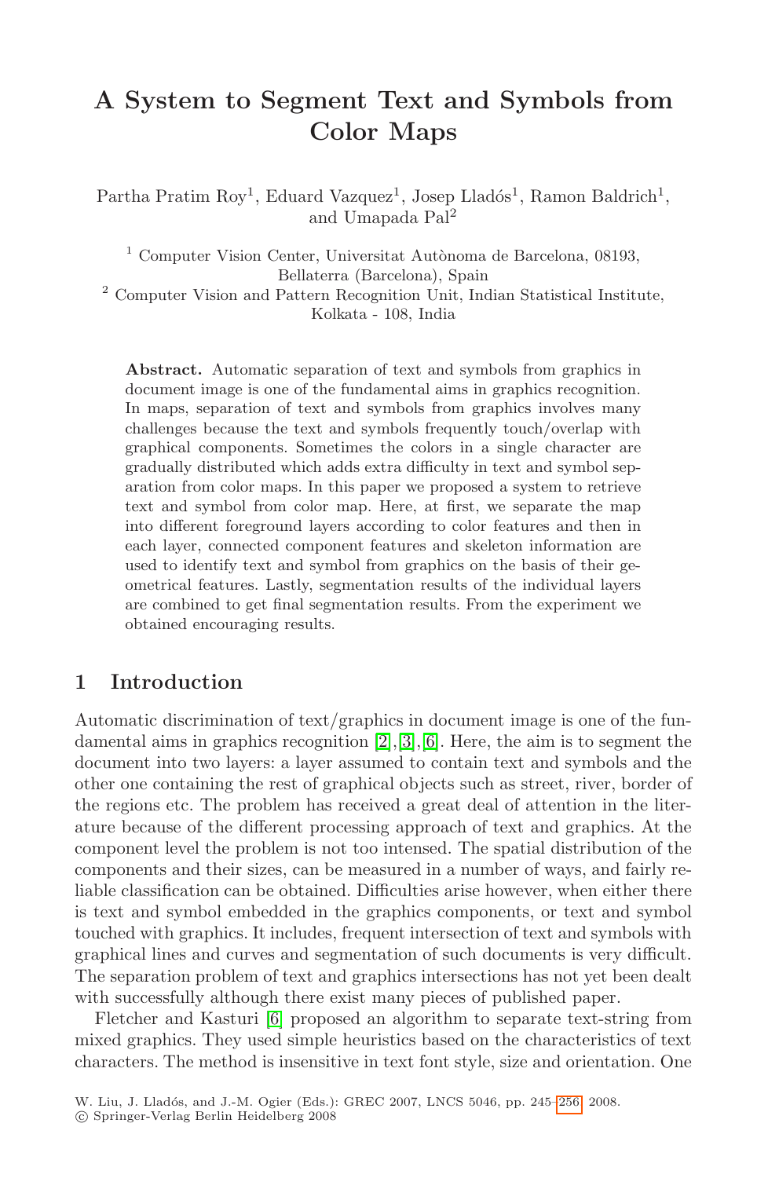# A System to Segment Text and Symbols from Color Maps

Partha Pratim Roy[1], Eduard Vazquez[1], Josep Lladós[1], Ramon Baldrich[1], and Umapada Pal[2]

[1] Computer Vision Center, Universitat Autònoma de Barcelona, 08193, Bellaterra (Barcelona), Spain

[2] Computer Vision and Pattern Recognition Unit, Indian Statistical Institute, Kolkata - 108, India

**Abstract.** Automatic separation of text and symbols from graphics in document image is one of the fundamental aims in graphics recognition. In maps, separation of text and symbols from graphics involves many challenges because the text and symbols frequently touch/overlap with graphical components. Sometimes the colors in a single character are gradually distributed which adds extra difficulty in text and symbol separation from color maps. In this paper we proposed a system to retrieve text and symbol from color map. Here, at first, we separate the map into different foreground layers according to color features and then in each layer, connected component features and skeleton information are used to identify text and symbol from graphics on the basis of their geometrical features. Lastly, segmentation results of the individual layers are combined to get final segmentation results. From the experiment we obtained encouraging results.

## 1 Introduction

Automatic discrimination of text/graphics in document image is one of the fundamental aims in graphics recognition [2],[3],[6]. Here, the aim is to segment the document into two layers: a layer assumed to contain text and symbols and the other one containing the rest of graphical objects such as street, river, border of the regions etc. The problem has received a great deal of attention in the literature because of the different processing approach of text and graphics. At the component level the problem is not too intensed. The spatial distribution of the components and their sizes, can be measured in a number of ways, and fairly reliable classification can be obtained. Difficulties arise however, when either there is text and symbol embedded in the graphics components, or text and symbol touched with graphics. It includes, frequent intersection of text and symbols with graphical lines and curves and segmentation of such documents is very difficult. The separation problem of text and graphics intersections has not yet been dealt with successfully although there exist many pieces of published paper.

Fletcher and Kasturi [6] proposed an algorithm to separate text-string from mixed graphics. They used simple heuristics based on the characteristics of text characters. The method is insensitive in text font style, size and orientation. One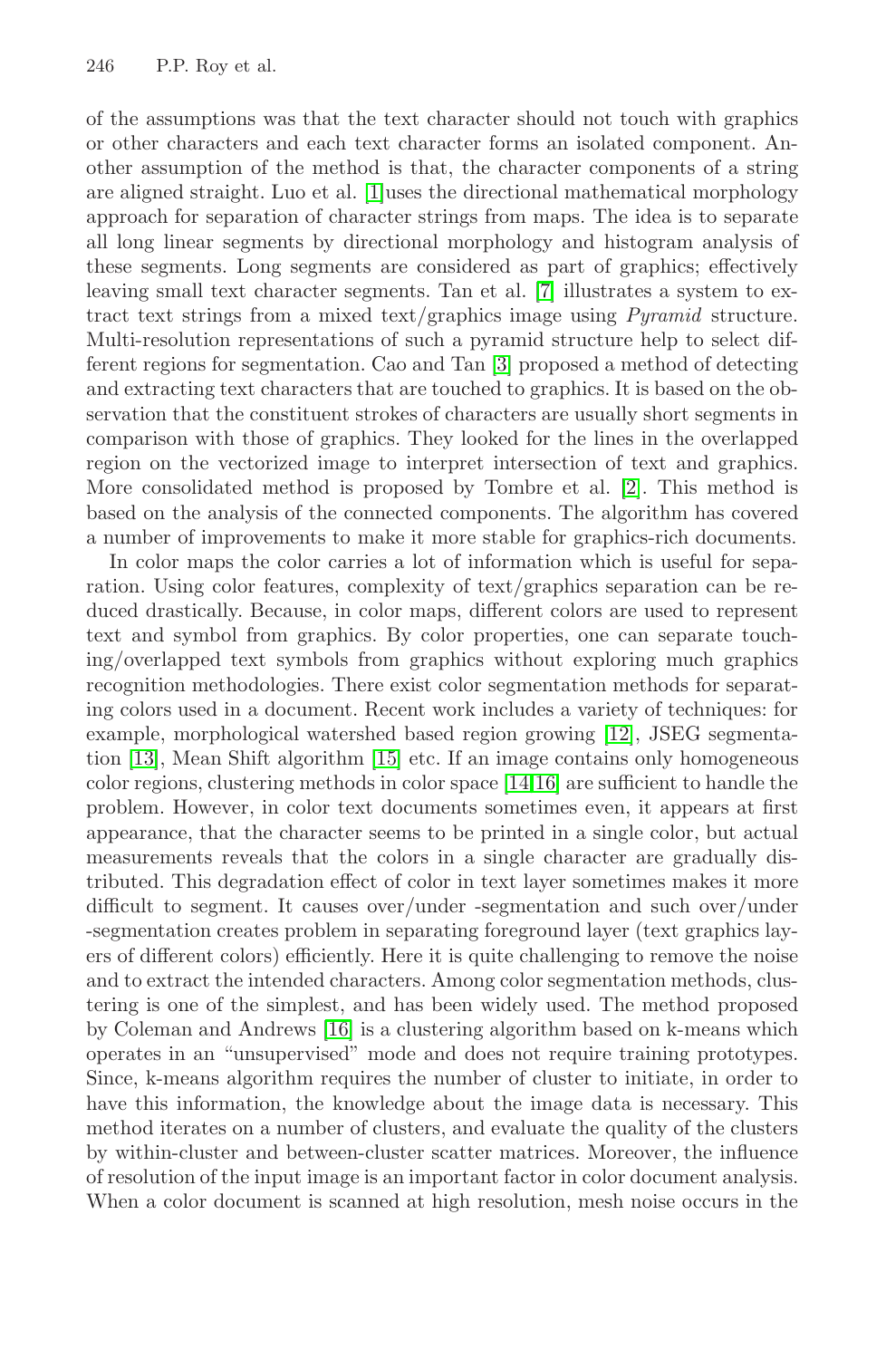of the assumptions was that the text character should not touch with graphics or other characters and each text character forms an isolated component. Another assumption of the method is that, the character components of a string are aligned straight. Luo et al. [1]uses the directional mathematical morphology approach for separation of character strings from maps. The idea is to separate all long linear segments by directional morphology and histogram analysis of these segments. Long segments are considered as part of graphics; effectively leaving small text character segments. Tan et al. [7] illustrates a system to extract text strings from a mixed text/graphics image using *Pyramid* structure. Multi-resolution representations of such a pyramid structure help to select different regions for segmentation. Cao and Tan [3] proposed a method of detecting and extracting text characters that are touched to graphics. It is based on the observation that the constituent strokes of characters are usually short segments in comparison with those of graphics. They looked for the lines in the overlapped region on the vectorized image to interpret intersection of text and graphics. More consolidated method is proposed by Tombre et al. [2]. This method is based on the analysis of the connected components. The algorithm has covered a number of improvements to make it more stable for graphics-rich documents.

In color maps the color carries a lot of information which is useful for separation. Using color features, complexity of text/graphics separation can be reduced drastically. Because, in color maps, different colors are used to represent text and symbol from graphics. By color properties, one can separate touching/overlapped text symbols from graphics without exploring much graphics recognition methodologies. There exist color segmentation methods for separating colors used in a document. Recent work includes a variety of techniques: for example, morphological watershed based region growing [12], JSEG segmentation [13], Mean Shift algorithm [15] etc. If an image contains only homogeneous color regions, clustering methods in color space [14][16] are sufficient to handle the problem. However, in color text documents sometimes even, it appears at first appearance, that the character seems to be printed in a single color, but actual measurements reveals that the colors in a single character are gradually distributed. This degradation effect of color in text layer sometimes makes it more difficult to segment. It causes over/under -segmentation and such over/under -segmentation creates problem in separating foreground layer (text graphics layers of different colors) efficiently. Here it is quite challenging to remove the noise and to extract the intended characters. Among color segmentation methods, clustering is one of the simplest, and has been widely used. The method proposed by Coleman and Andrews [16] is a clustering algorithm based on k-means which operates in an "unsupervised" mode and does not require training prototypes. Since, k-means algorithm requires the number of cluster to initiate, in order to have this information, the knowledge about the image data is necessary. This method iterates on a number of clusters, and evaluate the quality of the clusters by within-cluster and between-cluster scatter matrices. Moreover, the influence of resolution of the input image is an important factor in color document analysis. When a color document is scanned at high resolution, mesh noise occurs in the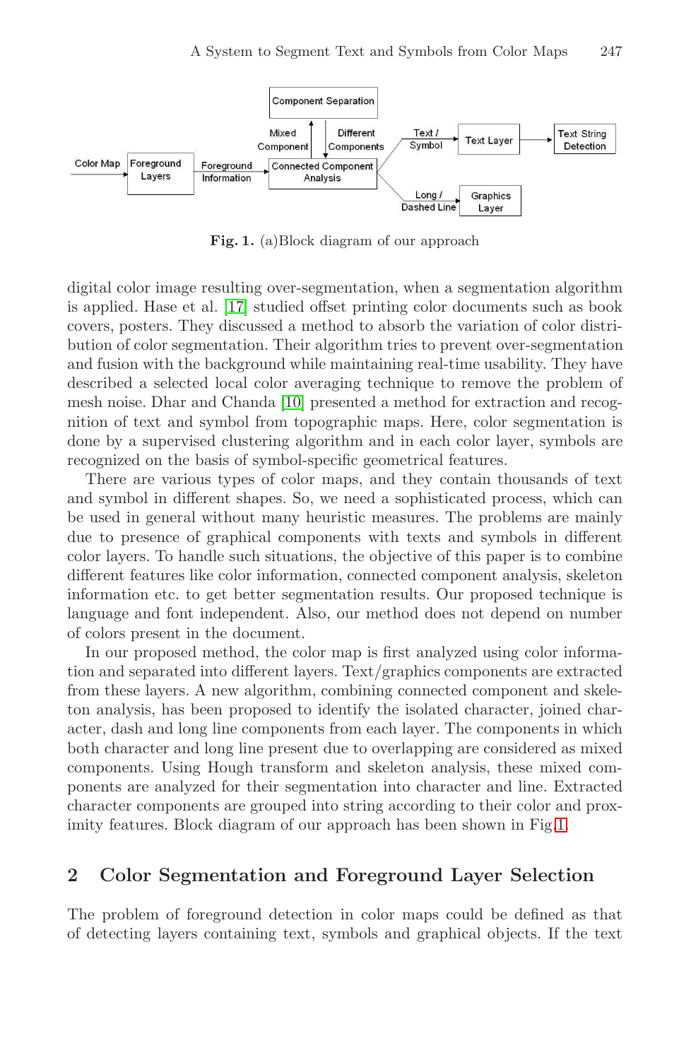Color Map

Foreground Layers

Foreground Information

Connected Component Analysis

Component Separation

Mixed Component

Different Components

Text / Symbol

Text Layer

Text String Detection

Long / Dashed Line

Graphics Layer

**Fig. 1.** (a)Block diagram of our approach

digital color image resulting over-segmentation, when a segmentation algorithm is applied. Hase et al. [17] studied offset printing color documents such as book covers, posters. They discussed a method to absorb the variation of color distribution of color segmentation. Their algorithm tries to prevent over-segmentation and fusion with the background while maintaining real-time usability. They have described a selected local color averaging technique to remove the problem of mesh noise. Dhar and Chanda [10] presented a method for extraction and recognition of text and symbol from topographic maps. Here, color segmentation is done by a supervised clustering algorithm and in each color layer, symbols are recognized on the basis of symbol-specific geometrical features.

There are various types of color maps, and they contain thousands of text and symbol in different shapes. So, we need a sophisticated process, which can be used in general without many heuristic measures. The problems are mainly due to presence of graphical components with texts and symbols in different color layers. To handle such situations, the objective of this paper is to combine different features like color information, connected component analysis, skeleton information etc. to get better segmentation results. Our proposed technique is language and font independent. Also, our method does not depend on number of colors present in the document.

In our proposed method, the color map is first analyzed using color information and separated into different layers. Text/graphics components are extracted from these layers. A new algorithm, combining connected component and skeleton analysis, has been proposed to identify the isolated character, joined character, dash and long line components from each layer. The components in which both character and long line present due to overlapping are considered as mixed components. Using Hough transform and skeleton analysis, these mixed components are analyzed for their segmentation into character and line. Extracted character components are grouped into string according to their color and proximity features. Block diagram of our approach has been shown in Fig.1.

## 2 Color Segmentation and Foreground Layer Selection

The problem of foreground detection in color maps could be defined as that of detecting layers containing text, symbols and graphical objects. If the text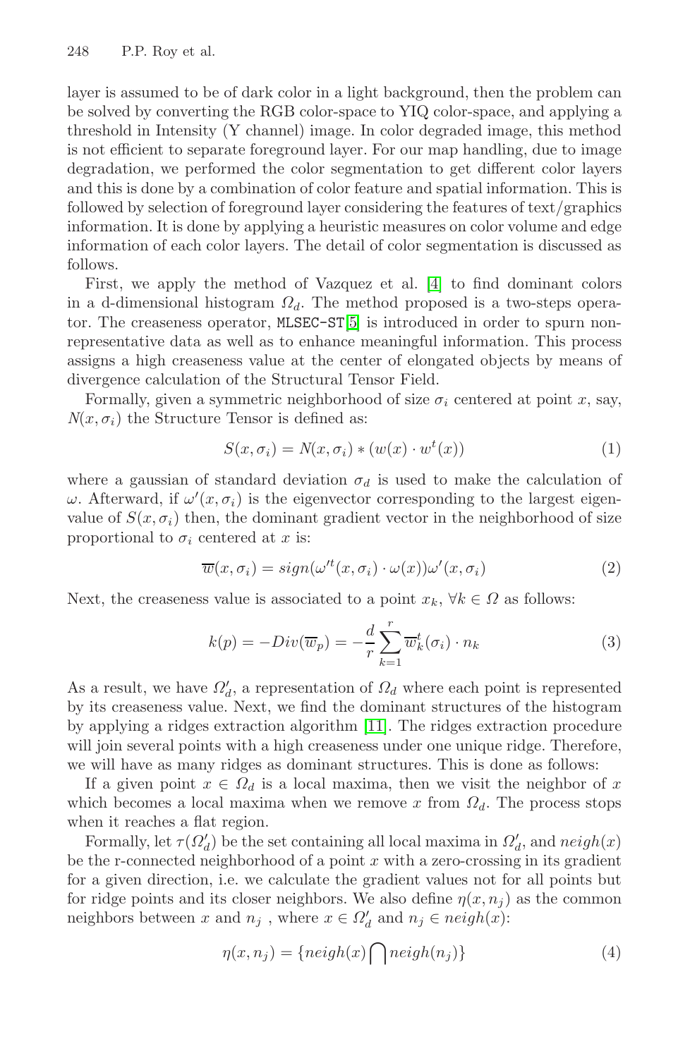layer is assumed to be of dark color in a light background, then the problem can be solved by converting the RGB color-space to YIQ color-space, and applying a threshold in Intensity (Y channel) image. In color degraded image, this method is not efficient to separate foreground layer. For our map handling, due to image degradation, we performed the color segmentation to get different color layers and this is done by a combination of color feature and spatial information. This is followed by selection of foreground layer considering the features of text/graphics information. It is done by applying a heuristic measures on color volume and edge information of each color layers. The detail of color segmentation is discussed as follows.

First, we apply the method of Vazquez et al. [4] to find dominant colors in a d-dimensional histogram $\Omega_d$. The method proposed is a two-steps operator. The creaseness operator, `MLSEC-ST`[5] is introduced in order to spurn non-representative data as well as to enhance meaningful information. This process assigns a high creaseness value at the center of elongated objects by means of divergence calculation of the Structural Tensor Field.

Formally, given a symmetric neighborhood of size $\sigma_i$ centered at point $x$, say, $N(x, \sigma_i)$ the Structure Tensor is defined as:

$$S(x, \sigma_i) = N(x, \sigma_i) * (w(x) \cdot w^t(x)) \tag{1}$$

where a gaussian of standard deviation $\sigma_d$ is used to make the calculation of $\omega$. Afterward, if $\omega'(x, \sigma_i)$ is the eigenvector corresponding to the largest eigenvalue of $S(x, \sigma_i)$ then, the dominant gradient vector in the neighborhood of size proportional to $\sigma_i$ centered at $x$ is:

$$\overline{w}(x, \sigma_i) = sign(\omega'^t(x, \sigma_i) \cdot \omega(x))\omega'(x, \sigma_i) \tag{2}$$

Next, the creaseness value is associated to a point $x_k$, $\forall k \in \Omega$ as follows:

$$k(p) = -Div(\overline{w}_p) = -\frac{d}{r}\sum_{k=1}^{r} \overline{w}_k^t(\sigma_i) \cdot n_k \tag{3}$$

As a result, we have $\Omega'_d$, a representation of $\Omega_d$ where each point is represented by its creaseness value. Next, we find the dominant structures of the histogram by applying a ridges extraction algorithm [11]. The ridges extraction procedure will join several points with a high creaseness under one unique ridge. Therefore, we will have as many ridges as dominant structures. This is done as follows:

If a given point $x \in \Omega_d$ is a local maxima, then we visit the neighbor of $x$ which becomes a local maxima when we remove $x$ from $\Omega_d$. The process stops when it reaches a flat region.

Formally, let $\tau(\Omega'_d)$ be the set containing all local maxima in $\Omega'_d$, and $neigh(x)$ be the r-connected neighborhood of a point $x$ with a zero-crossing in its gradient for a given direction, i.e. we calculate the gradient values not for all points but for ridge points and its closer neighbors. We also define $\eta(x, n_j)$ as the common neighbors between $x$ and $n_j$ , where $x \in \Omega'_d$ and $n_j \in neigh(x)$:

$$\eta(x, n_j) = \{neigh(x) \bigcap neigh(n_j)\} \tag{4}$$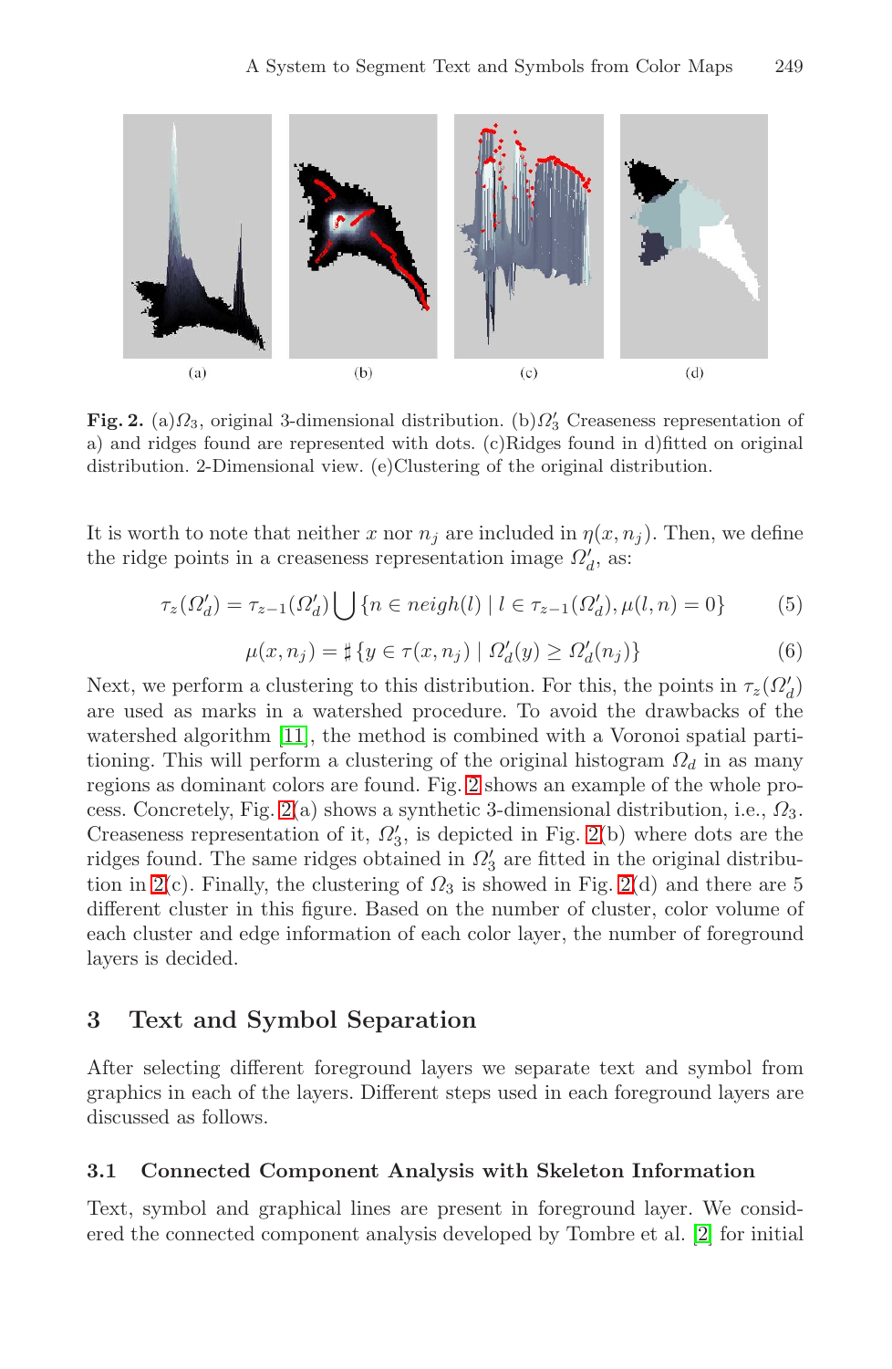(a) (b) (c) (d)

**Fig. 2.** (a)$\Omega_3$, original 3-dimensional distribution. (b)$\Omega_3'$ Creaseness representation of a) and ridges found are represented with dots. (c)Ridges found in d)fitted on original distribution. 2-Dimensional view. (e)Clustering of the original distribution.

It is worth to note that neither $x$ nor $n_j$ are included in $\eta(x, n_j)$. Then, we define the ridge points in a creaseness representation image $\Omega_d'$, as:

$$\tau_z(\Omega_d') = \tau_{z-1}(\Omega_d') \bigcup \{n \in neigh(l) \mid l \in \tau_{z-1}(\Omega_d'), \mu(l,n) = 0\} \tag{5}$$

$$\mu(x, n_j) = \sharp\{y \in \tau(x, n_j) \mid \Omega_d'(y) \geq \Omega_d'(n_j)\} \tag{6}$$

Next, we perform a clustering to this distribution. For this, the points in $\tau_z(\Omega_d')$ are used as marks in a watershed procedure. To avoid the drawbacks of the watershed algorithm [11], the method is combined with a Voronoi spatial partitioning. This will perform a clustering of the original histogram $\Omega_d$ in as many regions as dominant colors are found. Fig. 2 shows an example of the whole process. Concretely, Fig. 2(a) shows a synthetic 3-dimensional distribution, i.e., $\Omega_3$. Creaseness representation of it, $\Omega_3'$, is depicted in Fig. 2(b) where dots are the ridges found. The same ridges obtained in $\Omega_3'$ are fitted in the original distribution in 2(c). Finally, the clustering of $\Omega_3$ is showed in Fig. 2(d) and there are 5 different cluster in this figure. Based on the number of cluster, color volume of each cluster and edge information of each color layer, the number of foreground layers is decided.

## 3 Text and Symbol Separation

After selecting different foreground layers we separate text and symbol from graphics in each of the layers. Different steps used in each foreground layers are discussed as follows.

### 3.1 Connected Component Analysis with Skeleton Information

Text, symbol and graphical lines are present in foreground layer. We considered the connected component analysis developed by Tombre et al. [2] for initial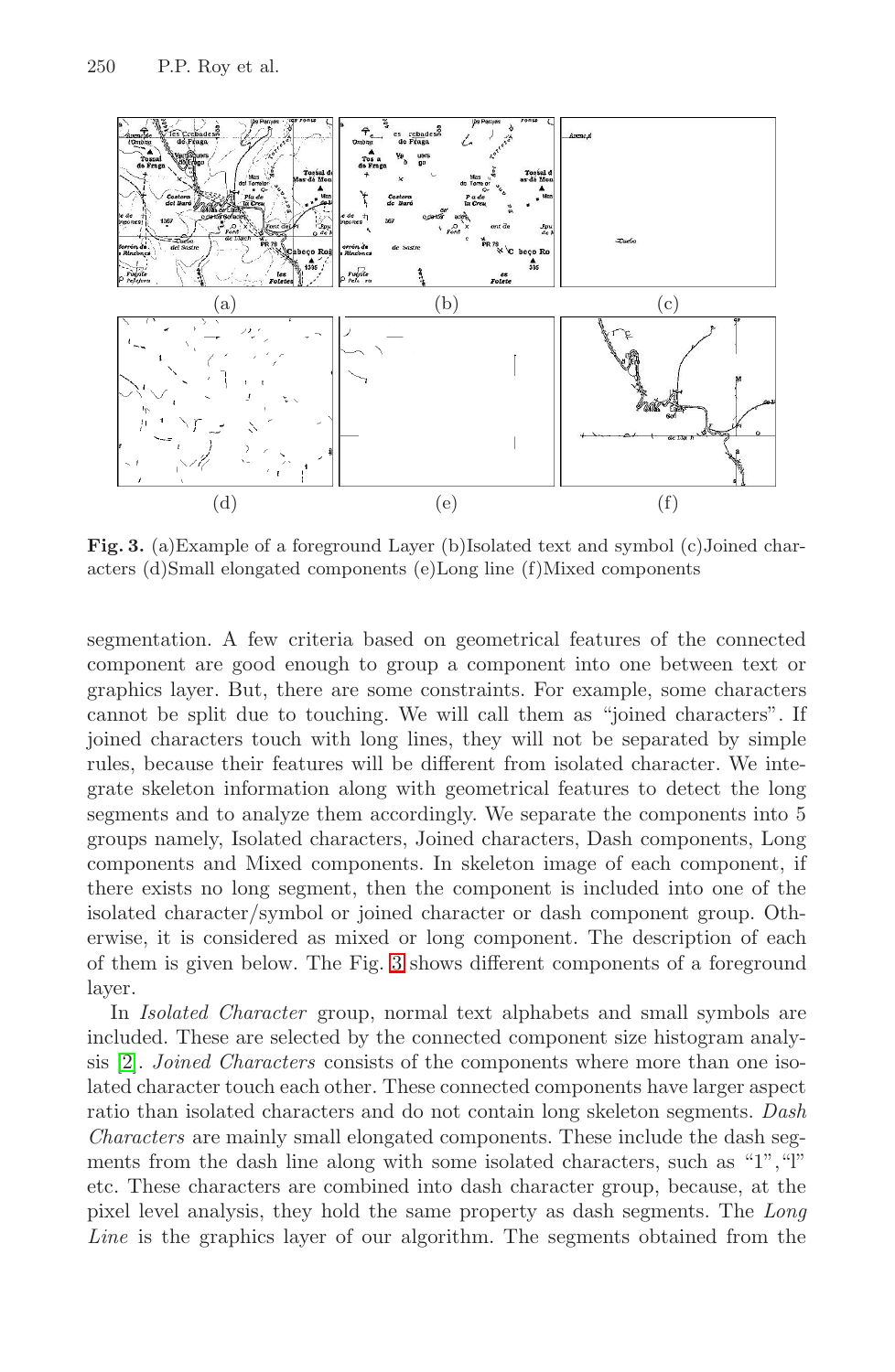**Fig. 3.** (a)Example of a foreground Layer (b)Isolated text and symbol (c)Joined characters (d)Small elongated components (e)Long line (f)Mixed components

segmentation. A few criteria based on geometrical features of the connected component are good enough to group a component into one between text or graphics layer. But, there are some constraints. For example, some characters cannot be split due to touching. We will call them as "joined characters". If joined characters touch with long lines, they will not be separated by simple rules, because their features will be different from isolated character. We integrate skeleton information along with geometrical features to detect the long segments and to analyze them accordingly. We separate the components into 5 groups namely, Isolated characters, Joined characters, Dash components, Long components and Mixed components. In skeleton image of each component, if there exists no long segment, then the component is included into one of the isolated character/symbol or joined character or dash component group. Otherwise, it is considered as mixed or long component. The description of each of them is given below. The Fig. 3 shows different components of a foreground layer.

In *Isolated Character* group, normal text alphabets and small symbols are included. These are selected by the connected component size histogram analysis [2]. *Joined Characters* consists of the components where more than one isolated character touch each other. These connected components have larger aspect ratio than isolated characters and do not contain long skeleton segments. *Dash Characters* are mainly small elongated components. These include the dash segments from the dash line along with some isolated characters, such as "1","l" etc. These characters are combined into dash character group, because, at the pixel level analysis, they hold the same property as dash segments. The *Long Line* is the graphics layer of our algorithm. The segments obtained from the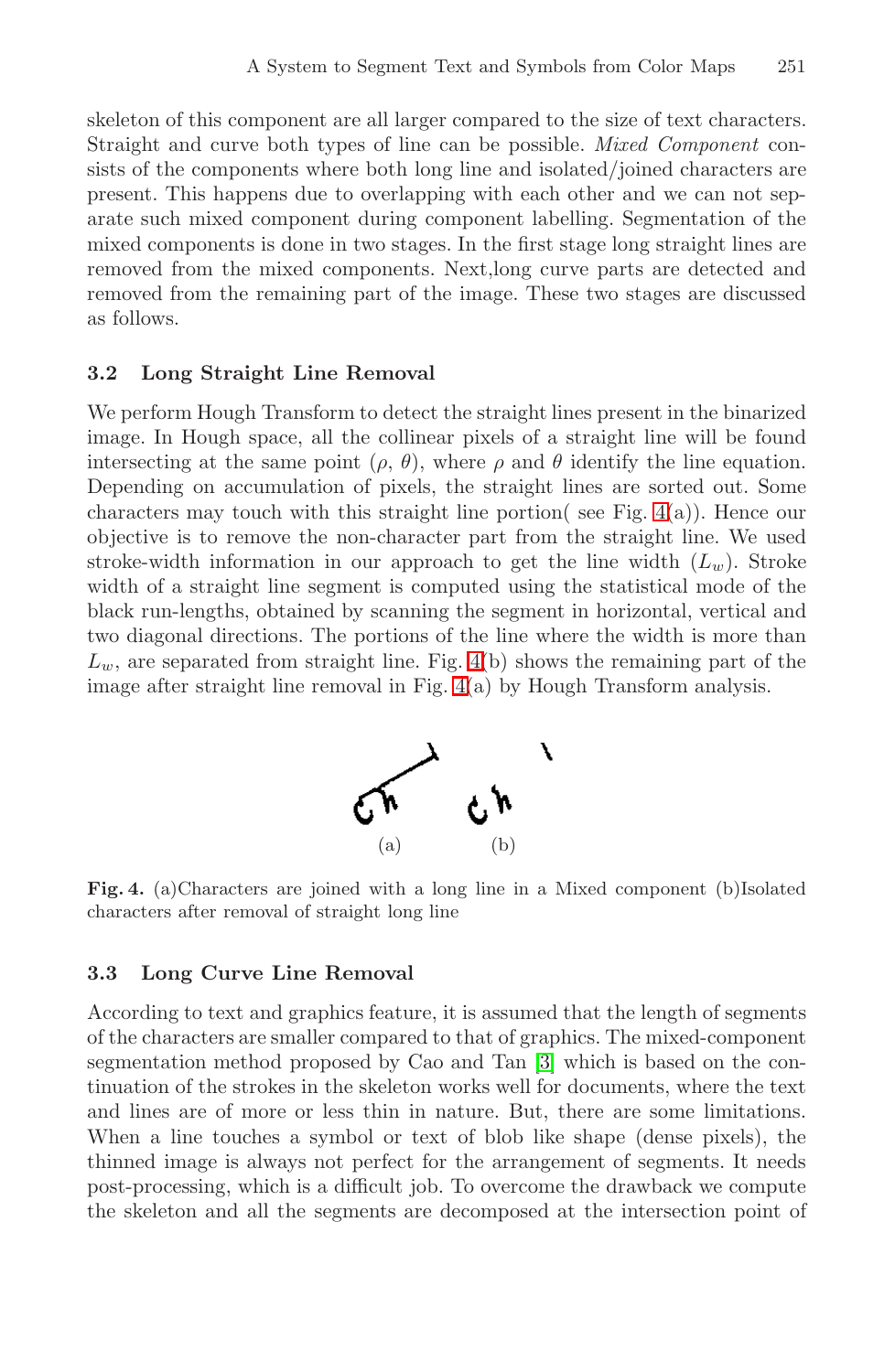skeleton of this component are all larger compared to the size of text characters. Straight and curve both types of line can be possible. *Mixed Component* consists of the components where both long line and isolated/joined characters are present. This happens due to overlapping with each other and we can not separate such mixed component during component labelling. Segmentation of the mixed components is done in two stages. In the first stage long straight lines are removed from the mixed components. Next,long curve parts are detected and removed from the remaining part of the image. These two stages are discussed as follows.

### 3.2 Long Straight Line Removal

We perform Hough Transform to detect the straight lines present in the binarized image. In Hough space, all the collinear pixels of a straight line will be found intersecting at the same point ($\rho$, $\theta$), where $\rho$ and $\theta$ identify the line equation. Depending on accumulation of pixels, the straight lines are sorted out. Some characters may touch with this straight line portion( see Fig. 4(a)). Hence our objective is to remove the non-character part from the straight line. We used stroke-width information in our approach to get the line width ($L_w$). Stroke width of a straight line segment is computed using the statistical mode of the black run-lengths, obtained by scanning the segment in horizontal, vertical and two diagonal directions. The portions of the line where the width is more than $L_w$, are separated from straight line. Fig. 4(b) shows the remaining part of the image after straight line removal in Fig. 4(a) by Hough Transform analysis.

(a) (b)

**Fig. 4.** (a)Characters are joined with a long line in a Mixed component (b)Isolated characters after removal of straight long line

### 3.3 Long Curve Line Removal

According to text and graphics feature, it is assumed that the length of segments of the characters are smaller compared to that of graphics. The mixed-component segmentation method proposed by Cao and Tan [3] which is based on the continuation of the strokes in the skeleton works well for documents, where the text and lines are of more or less thin in nature. But, there are some limitations. When a line touches a symbol or text of blob like shape (dense pixels), the thinned image is always not perfect for the arrangement of segments. It needs post-processing, which is a difficult job. To overcome the drawback we compute the skeleton and all the segments are decomposed at the intersection point of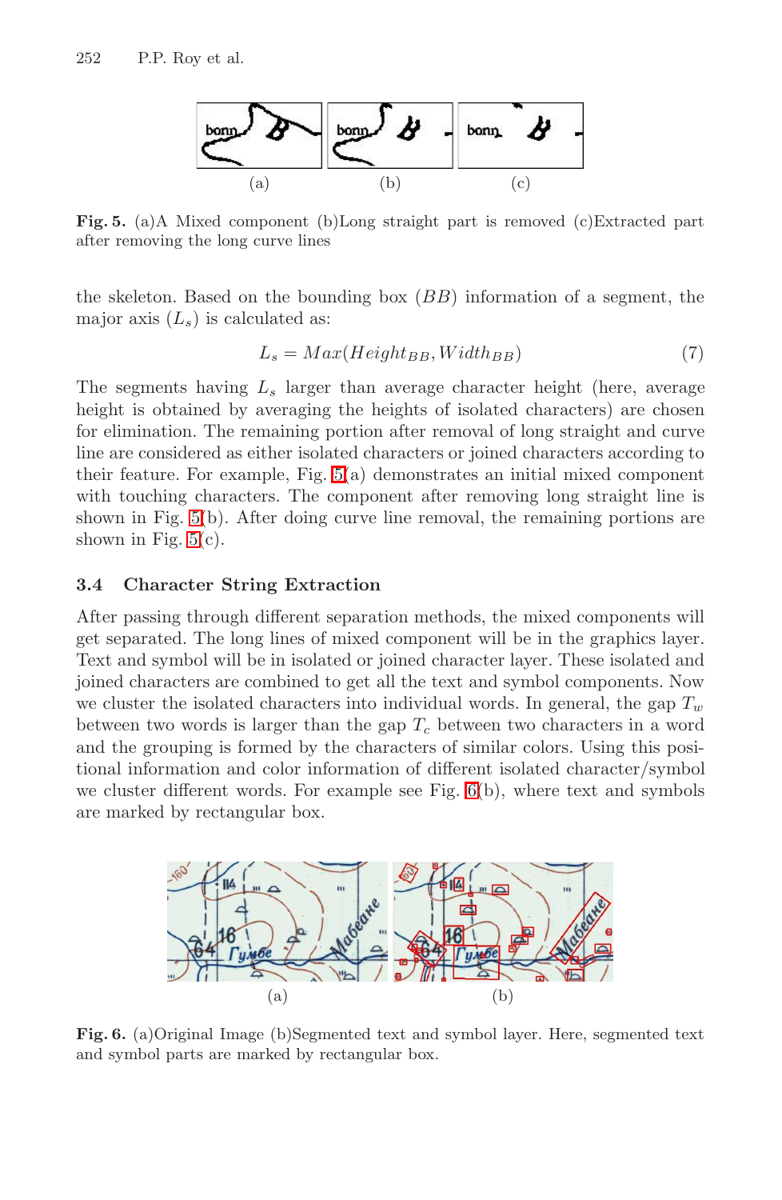Fig. 5. (a)A Mixed component (b)Long straight part is removed (c)Extracted part after removing the long curve lines

the skeleton. Based on the bounding box ($BB$) information of a segment, the major axis ($L_s$) is calculated as:

$$L_s = Max(Height_{BB}, Width_{BB}) \tag{7}$$

The segments having $L_s$ larger than average character height (here, average height is obtained by averaging the heights of isolated characters) are chosen for elimination. The remaining portion after removal of long straight and curve line are considered as either isolated characters or joined characters according to their feature. For example, Fig. 5(a) demonstrates an initial mixed component with touching characters. The component after removing long straight line is shown in Fig. 5(b). After doing curve line removal, the remaining portions are shown in Fig. 5(c).

### 3.4 Character String Extraction

After passing through different separation methods, the mixed components will get separated. The long lines of mixed component will be in the graphics layer. Text and symbol will be in isolated or joined character layer. These isolated and joined characters are combined to get all the text and symbol components. Now we cluster the isolated characters into individual words. In general, the gap $T_w$ between two words is larger than the gap $T_c$ between two characters in a word and the grouping is formed by the characters of similar colors. Using this positional information and color information of different isolated character/symbol we cluster different words. For example see Fig. 6(b), where text and symbols are marked by rectangular box.

Fig. 6. (a)Original Image (b)Segmented text and symbol layer. Here, segmented text and symbol parts are marked by rectangular box.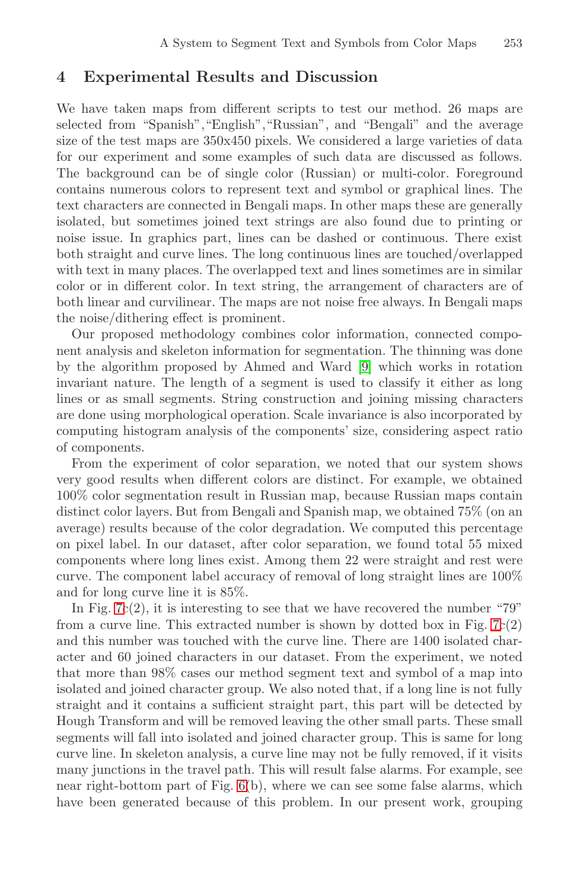## 4 Experimental Results and Discussion

We have taken maps from different scripts to test our method. 26 maps are selected from "Spanish","English","Russian", and "Bengali" and the average size of the test maps are 350x450 pixels. We considered a large varieties of data for our experiment and some examples of such data are discussed as follows. The background can be of single color (Russian) or multi-color. Foreground contains numerous colors to represent text and symbol or graphical lines. The text characters are connected in Bengali maps. In other maps these are generally isolated, but sometimes joined text strings are also found due to printing or noise issue. In graphics part, lines can be dashed or continuous. There exist both straight and curve lines. The long continuous lines are touched/overlapped with text in many places. The overlapped text and lines sometimes are in similar color or in different color. In text string, the arrangement of characters are of both linear and curvilinear. The maps are not noise free always. In Bengali maps the noise/dithering effect is prominent.

Our proposed methodology combines color information, connected component analysis and skeleton information for segmentation. The thinning was done by the algorithm proposed by Ahmed and Ward [9] which works in rotation invariant nature. The length of a segment is used to classify it either as long lines or as small segments. String construction and joining missing characters are done using morphological operation. Scale invariance is also incorporated by computing histogram analysis of the components' size, considering aspect ratio of components.

From the experiment of color separation, we noted that our system shows very good results when different colors are distinct. For example, we obtained 100% color segmentation result in Russian map, because Russian maps contain distinct color layers. But from Bengali and Spanish map, we obtained 75% (on an average) results because of the color degradation. We computed this percentage on pixel label. In our dataset, after color separation, we found total 55 mixed components where long lines exist. Among them 22 were straight and rest were curve. The component label accuracy of removal of long straight lines are 100% and for long curve line it is 85%.

In Fig. 7c(2), it is interesting to see that we have recovered the number "79" from a curve line. This extracted number is shown by dotted box in Fig. 7c(2) and this number was touched with the curve line. There are 1400 isolated character and 60 joined characters in our dataset. From the experiment, we noted that more than 98% cases our method segment text and symbol of a map into isolated and joined character group. We also noted that, if a long line is not fully straight and it contains a sufficient straight part, this part will be detected by Hough Transform and will be removed leaving the other small parts. These small segments will fall into isolated and joined character group. This is same for long curve line. In skeleton analysis, a curve line may not be fully removed, if it visits many junctions in the travel path. This will result false alarms. For example, see near right-bottom part of Fig. 6(b), where we can see some false alarms, which have been generated because of this problem. In our present work, grouping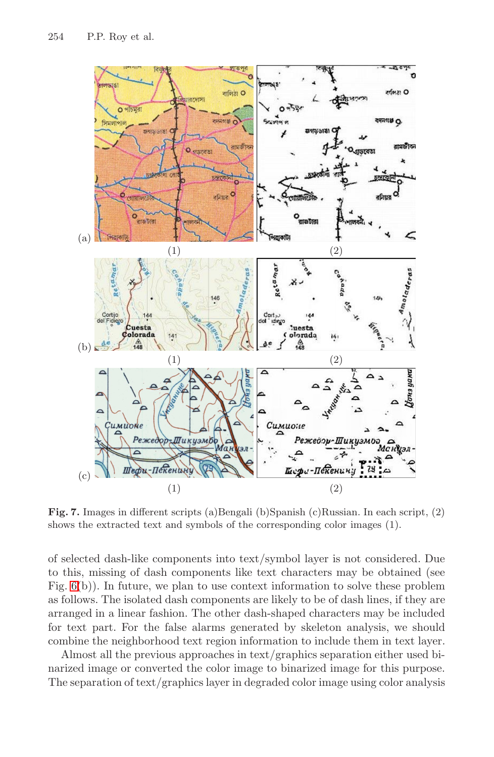**Fig. 7.** Images in different scripts (a)Bengali (b)Spanish (c)Russian. In each script, (2) shows the extracted text and symbols of the corresponding color images (1).

of selected dash-like components into text/symbol layer is not considered. Due to this, missing of dash components like text characters may be obtained (see Fig. 6(b)). In future, we plan to use context information to solve these problem as follows. The isolated dash components are likely to be of dash lines, if they are arranged in a linear fashion. The other dash-shaped characters may be included for text part. For the false alarms generated by skeleton analysis, we should combine the neighborhood text region information to include them in text layer.

Almost all the previous approaches in text/graphics separation either used binarized image or converted the color image to binarized image for this purpose. The separation of text/graphics layer in degraded color image using color analysis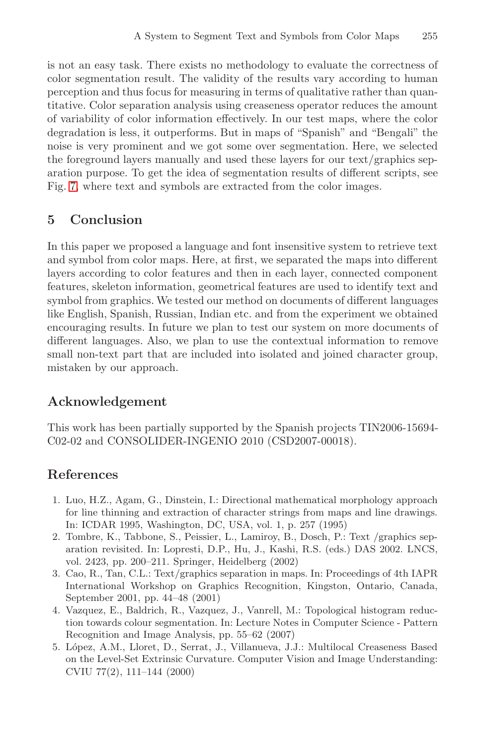is not an easy task. There exists no methodology to evaluate the correctness of color segmentation result. The validity of the results vary according to human perception and thus focus for measuring in terms of qualitative rather than quantitative. Color separation analysis using creaseness operator reduces the amount of variability of color information effectively. In our test maps, where the color degradation is less, it outperforms. But in maps of "Spanish" and "Bengali" the noise is very prominent and we got some over segmentation. Here, we selected the foreground layers manually and used these layers for our text/graphics separation purpose. To get the idea of segmentation results of different scripts, see Fig. 7, where text and symbols are extracted from the color images.

## 5 Conclusion

In this paper we proposed a language and font insensitive system to retrieve text and symbol from color maps. Here, at first, we separated the maps into different layers according to color features and then in each layer, connected component features, skeleton information, geometrical features are used to identify text and symbol from graphics. We tested our method on documents of different languages like English, Spanish, Russian, Indian etc. and from the experiment we obtained encouraging results. In future we plan to test our system on more documents of different languages. Also, we plan to use the contextual information to remove small non-text part that are included into isolated and joined character group, mistaken by our approach.

## Acknowledgement

This work has been partially supported by the Spanish projects TIN2006-15694-C02-02 and CONSOLIDER-INGENIO 2010 (CSD2007-00018).

## References

1. Luo, H.Z., Agam, G., Dinstein, I.: Directional mathematical morphology approach for line thinning and extraction of character strings from maps and line drawings. In: ICDAR 1995, Washington, DC, USA, vol. 1, p. 257 (1995)
2. Tombre, K., Tabbone, S., Peissier, L., Lamiroy, B., Dosch, P.: Text /graphics separation revisited. In: Lopresti, D.P., Hu, J., Kashi, R.S. (eds.) DAS 2002. LNCS, vol. 2423, pp. 200–211. Springer, Heidelberg (2002)
3. Cao, R., Tan, C.L.: Text/graphics separation in maps. In: Proceedings of 4th IAPR International Workshop on Graphics Recognition, Kingston, Ontario, Canada, September 2001, pp. 44–48 (2001)
4. Vazquez, E., Baldrich, R., Vazquez, J., Vanrell, M.: Topological histogram reduction towards colour segmentation. In: Lecture Notes in Computer Science - Pattern Recognition and Image Analysis, pp. 55–62 (2007)
5. López, A.M., Lloret, D., Serrat, J., Villanueva, J.J.: Multilocal Creaseness Based on the Level-Set Extrinsic Curvature. Computer Vision and Image Understanding: CVIU 77(2), 111–144 (2000)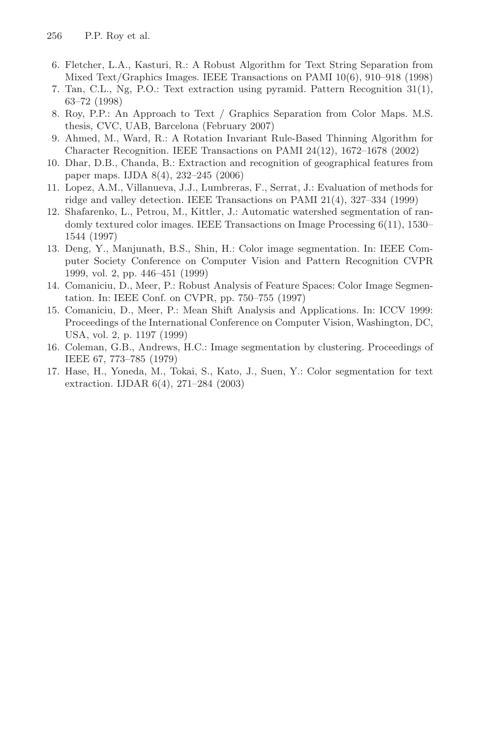6. Fletcher, L.A., Kasturi, R.: A Robust Algorithm for Text String Separation from Mixed Text/Graphics Images. IEEE Transactions on PAMI 10(6), 910–918 (1998)
7. Tan, C.L., Ng, P.O.: Text extraction using pyramid. Pattern Recognition 31(1), 63–72 (1998)
8. Roy, P.P.: An Approach to Text / Graphics Separation from Color Maps. M.S. thesis, CVC, UAB, Barcelona (February 2007)
9. Ahmed, M., Ward, R.: A Rotation Invariant Rule-Based Thinning Algorithm for Character Recognition. IEEE Transactions on PAMI 24(12), 1672–1678 (2002)
10. Dhar, D.B., Chanda, B.: Extraction and recognition of geographical features from paper maps. IJDA 8(4), 232–245 (2006)
11. Lopez, A.M., Villanueva, J.J., Lumbreras, F., Serrat, J.: Evaluation of methods for ridge and valley detection. IEEE Transactions on PAMI 21(4), 327–334 (1999)
12. Shafarenko, L., Petrou, M., Kittler, J.: Automatic watershed segmentation of randomly textured color images. IEEE Transactions on Image Processing 6(11), 1530–1544 (1997)
13. Deng, Y., Manjunath, B.S., Shin, H.: Color image segmentation. In: IEEE Computer Society Conference on Computer Vision and Pattern Recognition CVPR 1999, vol. 2, pp. 446–451 (1999)
14. Comaniciu, D., Meer, P.: Robust Analysis of Feature Spaces: Color Image Segmentation. In: IEEE Conf. on CVPR, pp. 750–755 (1997)
15. Comaniciu, D., Meer, P.: Mean Shift Analysis and Applications. In: ICCV 1999: Proceedings of the International Conference on Computer Vision, Washington, DC, USA, vol. 2, p. 1197 (1999)
16. Coleman, G.B., Andrews, H.C.: Image segmentation by clustering. Proceedings of IEEE 67, 773–785 (1979)
17. Hase, H., Yoneda, M., Tokai, S., Kato, J., Suen, Y.: Color segmentation for text extraction. IJDAR 6(4), 271–284 (2003)